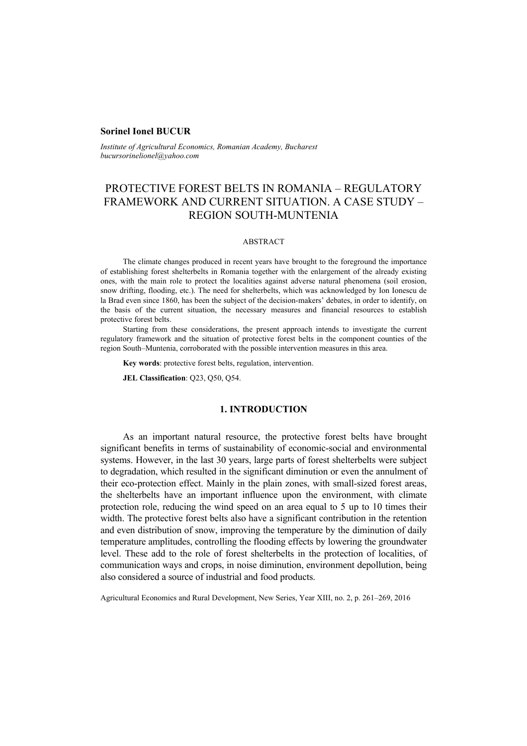**Sorinel Ionel BUCUR**

*Institute of Agricultural Economics, Romanian Academy, Bucharest*
*bucursorinelionel@yahoo.com*

# PROTECTIVE FOREST BELTS IN ROMANIA – REGULATORY FRAMEWORK AND CURRENT SITUATION. A CASE STUDY – REGION SOUTH-MUNTENIA

ABSTRACT

The climate changes produced in recent years have brought to the foreground the importance of establishing forest shelterbelts in Romania together with the enlargement of the already existing ones, with the main role to protect the localities against adverse natural phenomena (soil erosion, snow drifting, flooding, etc.). The need for shelterbelts, which was acknowledged by Ion Ionescu de la Brad even since 1860, has been the subject of the decision-makers' debates, in order to identify, on the basis of the current situation, the necessary measures and financial resources to establish protective forest belts.

Starting from these considerations, the present approach intends to investigate the current regulatory framework and the situation of protective forest belts in the component counties of the region South–Muntenia, corroborated with the possible intervention measures in this area.

**Key words**: protective forest belts, regulation, intervention.

**JEL Classification**: Q23, Q50, Q54.

## 1. INTRODUCTION

As an important natural resource, the protective forest belts have brought significant benefits in terms of sustainability of economic-social and environmental systems. However, in the last 30 years, large parts of forest shelterbelts were subject to degradation, which resulted in the significant diminution or even the annulment of their eco-protection effect. Mainly in the plain zones, with small-sized forest areas, the shelterbelts have an important influence upon the environment, with climate protection role, reducing the wind speed on an area equal to 5 up to 10 times their width. The protective forest belts also have a significant contribution in the retention and even distribution of snow, improving the temperature by the diminution of daily temperature amplitudes, controlling the flooding effects by lowering the groundwater level. These add to the role of forest shelterbelts in the protection of localities, of communication ways and crops, in noise diminution, environment depollution, being also considered a source of industrial and food products.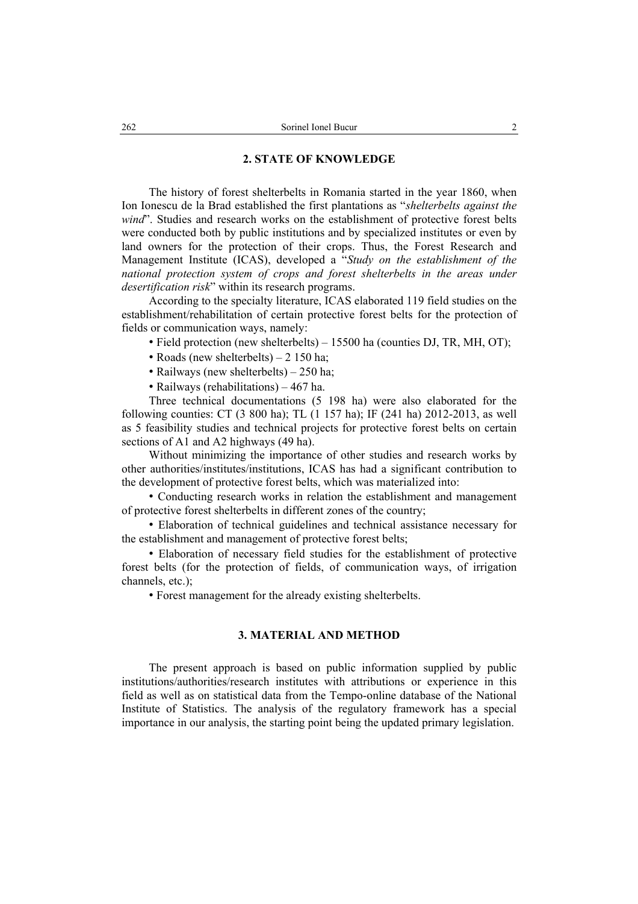## 2. STATE OF KNOWLEDGE

The history of forest shelterbelts in Romania started in the year 1860, when Ion Ionescu de la Brad established the first plantations as "*shelterbelts against the wind*". Studies and research works on the establishment of protective forest belts were conducted both by public institutions and by specialized institutes or even by land owners for the protection of their crops. Thus, the Forest Research and Management Institute (ICAS), developed a "*Study on the establishment of the national protection system of crops and forest shelterbelts in the areas under desertification risk*" within its research programs.

According to the specialty literature, ICAS elaborated 119 field studies on the establishment/rehabilitation of certain protective forest belts for the protection of fields or communication ways, namely:

- Field protection (new shelterbelts) – 15500 ha (counties DJ, TR, MH, OT);
- Roads (new shelterbelts) – 2 150 ha;
- Railways (new shelterbelts) – 250 ha;
- Railways (rehabilitations) – 467 ha.

Three technical documentations (5 198 ha) were also elaborated for the following counties: CT (3 800 ha); TL (1 157 ha); IF (241 ha) 2012-2013, as well as 5 feasibility studies and technical projects for protective forest belts on certain sections of A1 and A2 highways (49 ha).

Without minimizing the importance of other studies and research works by other authorities/institutes/institutions, ICAS has had a significant contribution to the development of protective forest belts, which was materialized into:

- Conducting research works in relation the establishment and management of protective forest shelterbelts in different zones of the country;
- Elaboration of technical guidelines and technical assistance necessary for the establishment and management of protective forest belts;
- Elaboration of necessary field studies for the establishment of protective forest belts (for the protection of fields, of communication ways, of irrigation channels, etc.);
- Forest management for the already existing shelterbelts.

## 3. MATERIAL AND METHOD

The present approach is based on public information supplied by public institutions/authorities/research institutes with attributions or experience in this field as well as on statistical data from the Tempo-online database of the National Institute of Statistics. The analysis of the regulatory framework has a special importance in our analysis, the starting point being the updated primary legislation.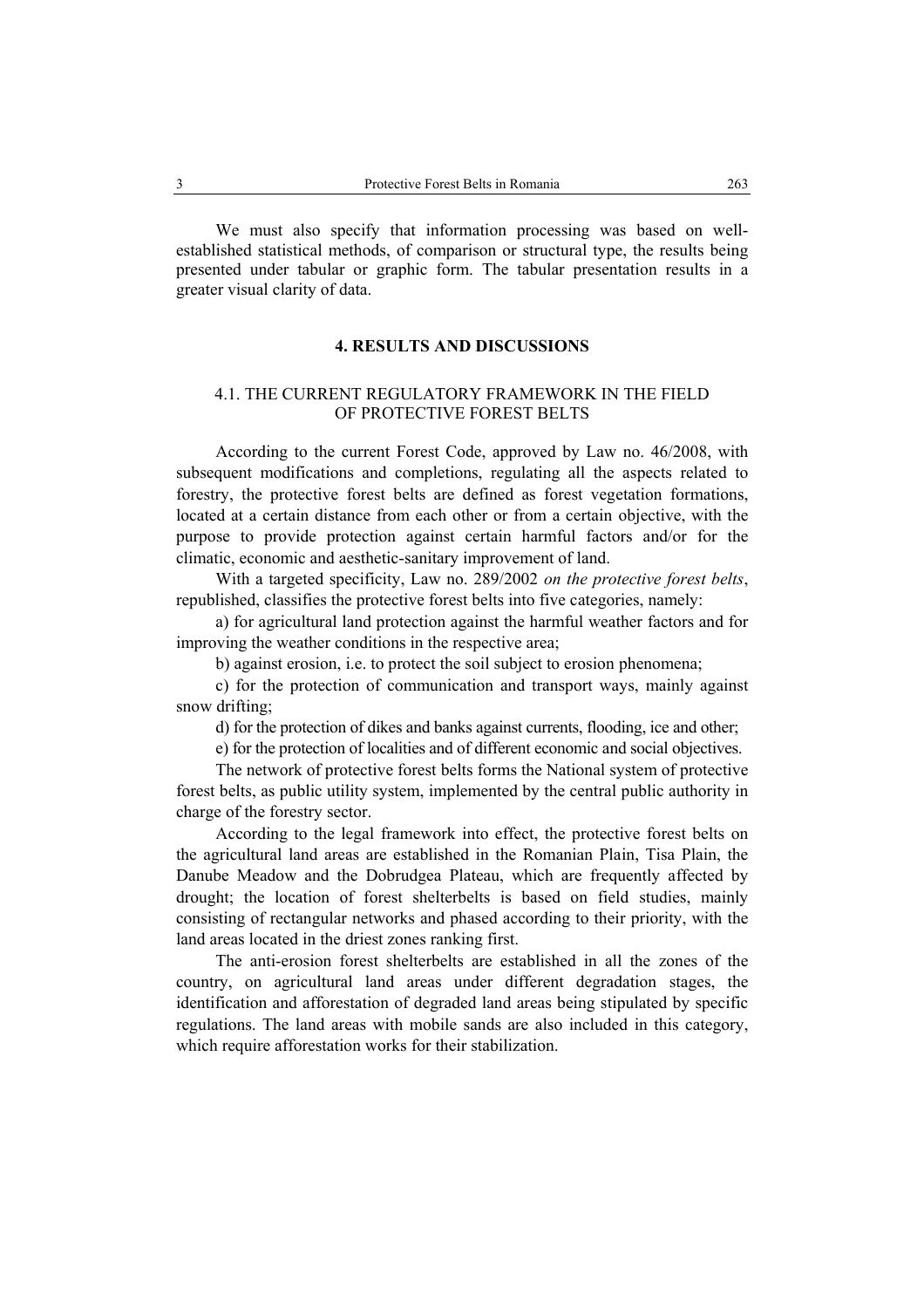We must also specify that information processing was based on well-established statistical methods, of comparison or structural type, the results being presented under tabular or graphic form. The tabular presentation results in a greater visual clarity of data.

## 4. RESULTS AND DISCUSSIONS

### 4.1. THE CURRENT REGULATORY FRAMEWORK IN THE FIELD OF PROTECTIVE FOREST BELTS

According to the current Forest Code, approved by Law no. 46/2008, with subsequent modifications and completions, regulating all the aspects related to forestry, the protective forest belts are defined as forest vegetation formations, located at a certain distance from each other or from a certain objective, with the purpose to provide protection against certain harmful factors and/or for the climatic, economic and aesthetic-sanitary improvement of land.

With a targeted specificity, Law no. 289/2002 *on the protective forest belts*, republished, classifies the protective forest belts into five categories, namely:

a) for agricultural land protection against the harmful weather factors and for improving the weather conditions in the respective area;

b) against erosion, i.e. to protect the soil subject to erosion phenomena;

c) for the protection of communication and transport ways, mainly against snow drifting;

d) for the protection of dikes and banks against currents, flooding, ice and other;

e) for the protection of localities and of different economic and social objectives.

The network of protective forest belts forms the National system of protective forest belts, as public utility system, implemented by the central public authority in charge of the forestry sector.

According to the legal framework into effect, the protective forest belts on the agricultural land areas are established in the Romanian Plain, Tisa Plain, the Danube Meadow and the Dobrudgea Plateau, which are frequently affected by drought; the location of forest shelterbelts is based on field studies, mainly consisting of rectangular networks and phased according to their priority, with the land areas located in the driest zones ranking first.

The anti-erosion forest shelterbelts are established in all the zones of the country, on agricultural land areas under different degradation stages, the identification and afforestation of degraded land areas being stipulated by specific regulations. The land areas with mobile sands are also included in this category, which require afforestation works for their stabilization.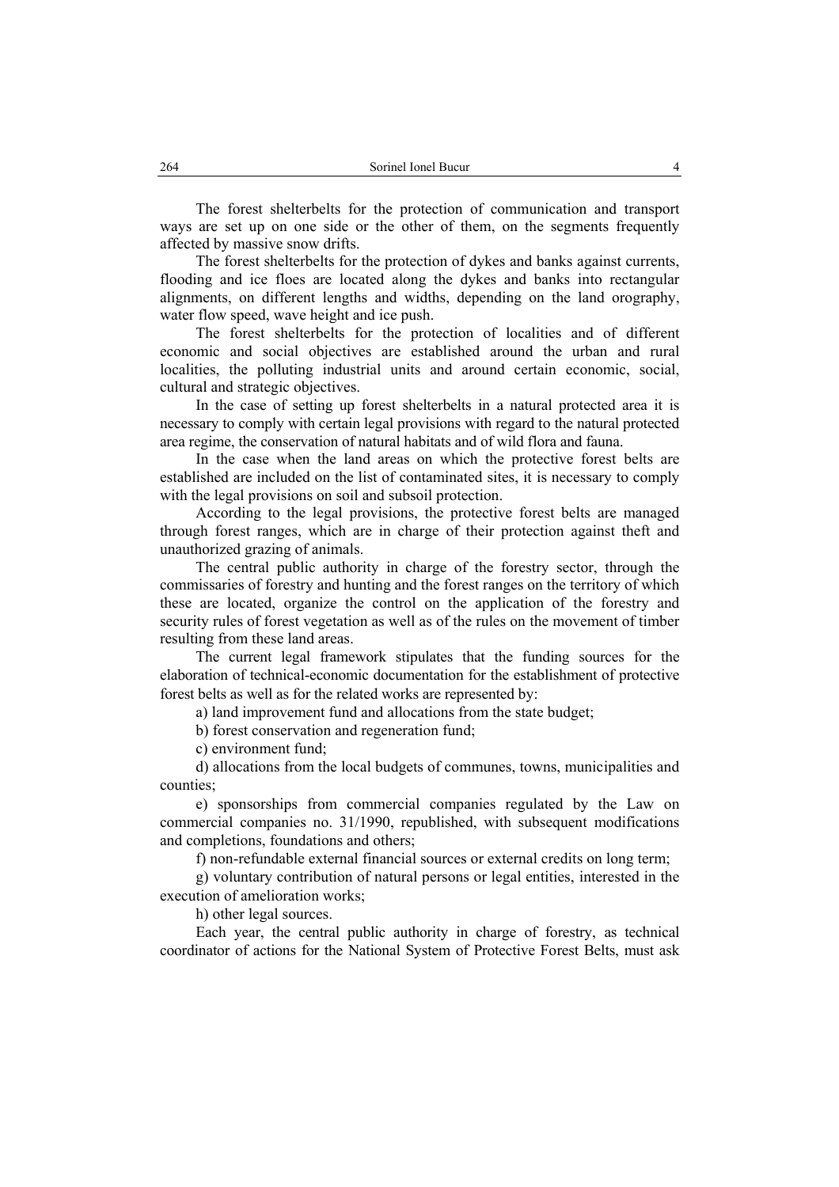The forest shelterbelts for the protection of communication and transport ways are set up on one side or the other of them, on the segments frequently affected by massive snow drifts.

The forest shelterbelts for the protection of dykes and banks against currents, flooding and ice floes are located along the dykes and banks into rectangular alignments, on different lengths and widths, depending on the land orography, water flow speed, wave height and ice push.

The forest shelterbelts for the protection of localities and of different economic and social objectives are established around the urban and rural localities, the polluting industrial units and around certain economic, social, cultural and strategic objectives.

In the case of setting up forest shelterbelts in a natural protected area it is necessary to comply with certain legal provisions with regard to the natural protected area regime, the conservation of natural habitats and of wild flora and fauna.

In the case when the land areas on which the protective forest belts are established are included on the list of contaminated sites, it is necessary to comply with the legal provisions on soil and subsoil protection.

According to the legal provisions, the protective forest belts are managed through forest ranges, which are in charge of their protection against theft and unauthorized grazing of animals.

The central public authority in charge of the forestry sector, through the commissaries of forestry and hunting and the forest ranges on the territory of which these are located, organize the control on the application of the forestry and security rules of forest vegetation as well as of the rules on the movement of timber resulting from these land areas.

The current legal framework stipulates that the funding sources for the elaboration of technical-economic documentation for the establishment of protective forest belts as well as for the related works are represented by:

a) land improvement fund and allocations from the state budget;

b) forest conservation and regeneration fund;

c) environment fund;

d) allocations from the local budgets of communes, towns, municipalities and counties;

e) sponsorships from commercial companies regulated by the Law on commercial companies no. 31/1990, republished, with subsequent modifications and completions, foundations and others;

f) non-refundable external financial sources or external credits on long term;

g) voluntary contribution of natural persons or legal entities, interested in the execution of amelioration works;

h) other legal sources.

Each year, the central public authority in charge of forestry, as technical coordinator of actions for the National System of Protective Forest Belts, must ask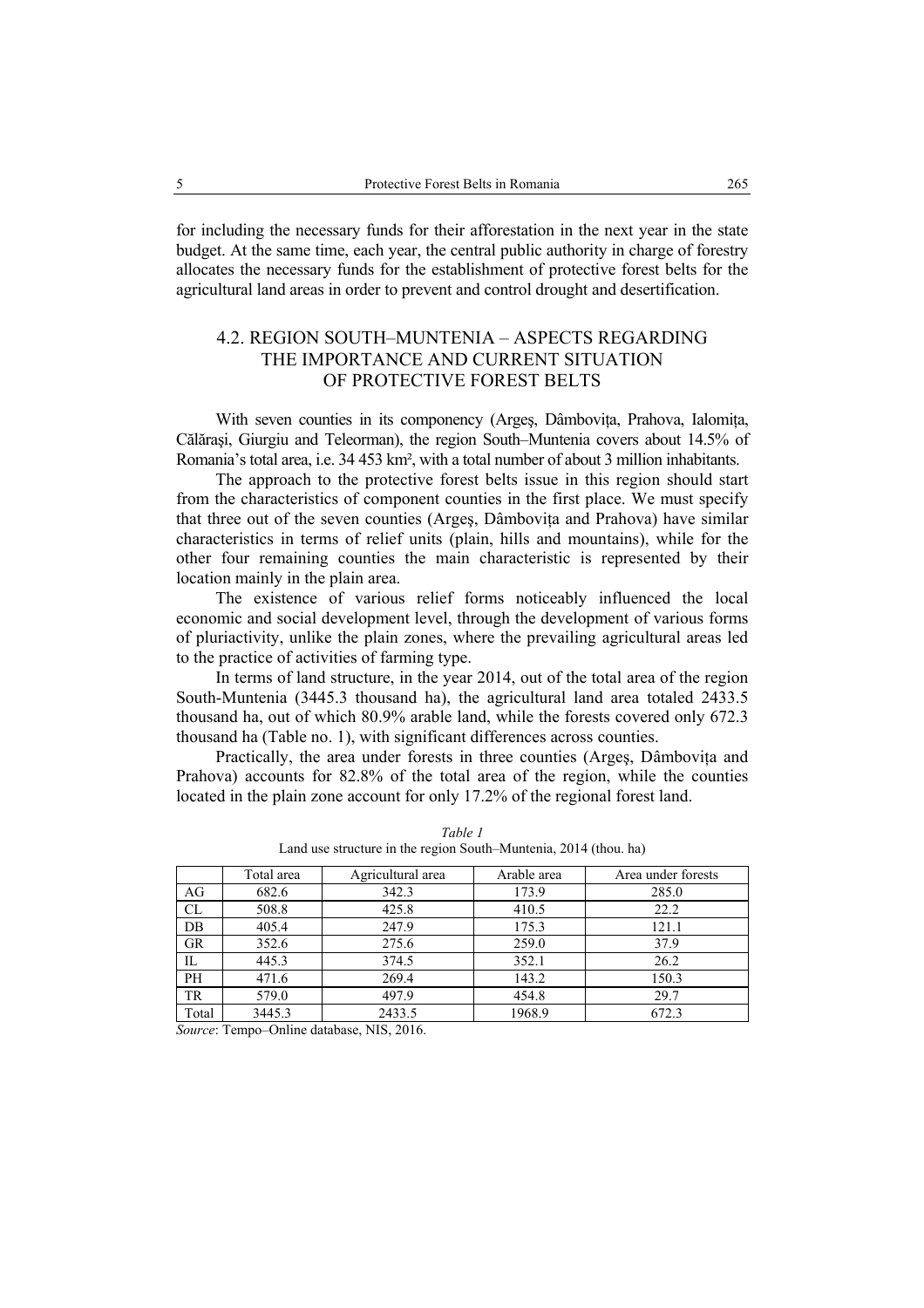for including the necessary funds for their afforestation in the next year in the state budget. At the same time, each year, the central public authority in charge of forestry allocates the necessary funds for the establishment of protective forest belts for the agricultural land areas in order to prevent and control drought and desertification.

### 4.2. REGION SOUTH–MUNTENIA – ASPECTS REGARDING THE IMPORTANCE AND CURRENT SITUATION OF PROTECTIVE FOREST BELTS

With seven counties in its componency (Argeş, Dâmboviţa, Prahova, Ialomiţa, Călăraşi, Giurgiu and Teleorman), the region South–Muntenia covers about 14.5% of Romania's total area, i.e. 34 453 km², with a total number of about 3 million inhabitants.

The approach to the protective forest belts issue in this region should start from the characteristics of component counties in the first place. We must specify that three out of the seven counties (Argeş, Dâmboviţa and Prahova) have similar characteristics in terms of relief units (plain, hills and mountains), while for the other four remaining counties the main characteristic is represented by their location mainly in the plain area.

The existence of various relief forms noticeably influenced the local economic and social development level, through the development of various forms of pluriactivity, unlike the plain zones, where the prevailing agricultural areas led to the practice of activities of farming type.

In terms of land structure, in the year 2014, out of the total area of the region South-Muntenia (3445.3 thousand ha), the agricultural land area totaled 2433.5 thousand ha, out of which 80.9% arable land, while the forests covered only 672.3 thousand ha (Table no. 1), with significant differences across counties.

Practically, the area under forests in three counties (Argeş, Dâmboviţa and Prahova) accounts for 82.8% of the total area of the region, while the counties located in the plain zone account for only 17.2% of the regional forest land.

*Table 1*

Land use structure in the region South–Muntenia, 2014 (thou. ha)

| | Total area | Agricultural area | Arable area | Area under forests |
|---|---|---|---|---|
| AG | 682.6 | 342.3 | 173.9 | 285.0 |
| CL | 508.8 | 425.8 | 410.5 | 22.2 |
| DB | 405.4 | 247.9 | 175.3 | 121.1 |
| GR | 352.6 | 275.6 | 259.0 | 37.9 |
| IL | 445.3 | 374.5 | 352.1 | 26.2 |
| PH | 471.6 | 269.4 | 143.2 | 150.3 |
| TR | 579.0 | 497.9 | 454.8 | 29.7 |
| Total | 3445.3 | 2433.5 | 1968.9 | 672.3 |

*Source*: Tempo–Online database, NIS, 2016.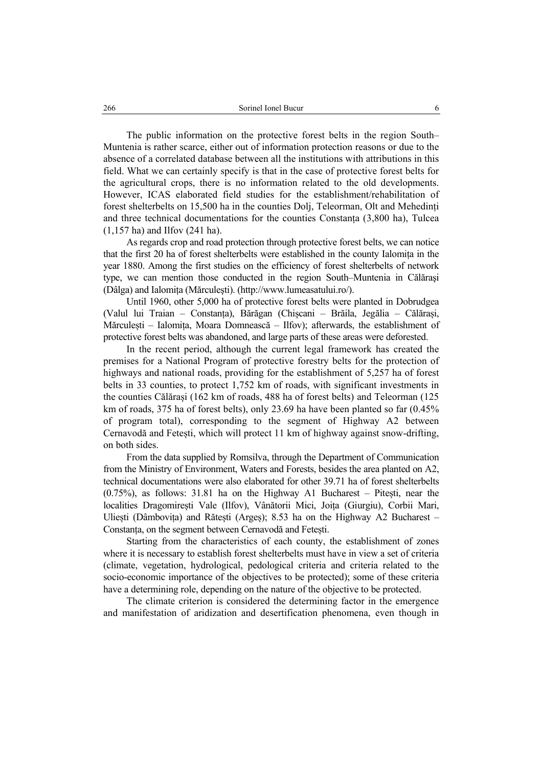The public information on the protective forest belts in the region South–Muntenia is rather scarce, either out of information protection reasons or due to the absence of a correlated database between all the institutions with attributions in this field. What we can certainly specify is that in the case of protective forest belts for the agricultural crops, there is no information related to the old developments. However, ICAS elaborated field studies for the establishment/rehabilitation of forest shelterbelts on 15,500 ha in the counties Dolj, Teleorman, Olt and Mehedinți and three technical documentations for the counties Constanța (3,800 ha), Tulcea (1,157 ha) and Ilfov (241 ha).

As regards crop and road protection through protective forest belts, we can notice that the first 20 ha of forest shelterbelts were established in the county Ialomița in the year 1880. Among the first studies on the efficiency of forest shelterbelts of network type, we can mention those conducted in the region South–Muntenia in Călărași (Dâlga) and Ialomița (Mărculești). (http://www.lumeasatului.ro/).

Until 1960, other 5,000 ha of protective forest belts were planted in Dobrudgea (Valul lui Traian – Constanța), Bărăgan (Chișcani – Brăila, Jegălia – Călărași, Mărculești – Ialomița, Moara Domnească – Ilfov); afterwards, the establishment of protective forest belts was abandoned, and large parts of these areas were deforested.

In the recent period, although the current legal framework has created the premises for a National Program of protective forestry belts for the protection of highways and national roads, providing for the establishment of 5,257 ha of forest belts in 33 counties, to protect 1,752 km of roads, with significant investments in the counties Călărași (162 km of roads, 488 ha of forest belts) and Teleorman (125 km of roads, 375 ha of forest belts), only 23.69 ha have been planted so far (0.45% of program total), corresponding to the segment of Highway A2 between Cernavodă and Fetești, which will protect 11 km of highway against snow-drifting, on both sides.

From the data supplied by Romsilva, through the Department of Communication from the Ministry of Environment, Waters and Forests, besides the area planted on A2, technical documentations were also elaborated for other 39.71 ha of forest shelterbelts (0.75%), as follows: 31.81 ha on the Highway A1 Bucharest – Pitești, near the localities Dragomirești Vale (Ilfov), Vânătorii Mici, Joița (Giurgiu), Corbii Mari, Uliești (Dâmbovița) and Rătești (Argeș); 8.53 ha on the Highway A2 Bucharest – Constanța, on the segment between Cernavodă and Fetești.

Starting from the characteristics of each county, the establishment of zones where it is necessary to establish forest shelterbelts must have in view a set of criteria (climate, vegetation, hydrological, pedological criteria and criteria related to the socio-economic importance of the objectives to be protected); some of these criteria have a determining role, depending on the nature of the objective to be protected.

The climate criterion is considered the determining factor in the emergence and manifestation of aridization and desertification phenomena, even though in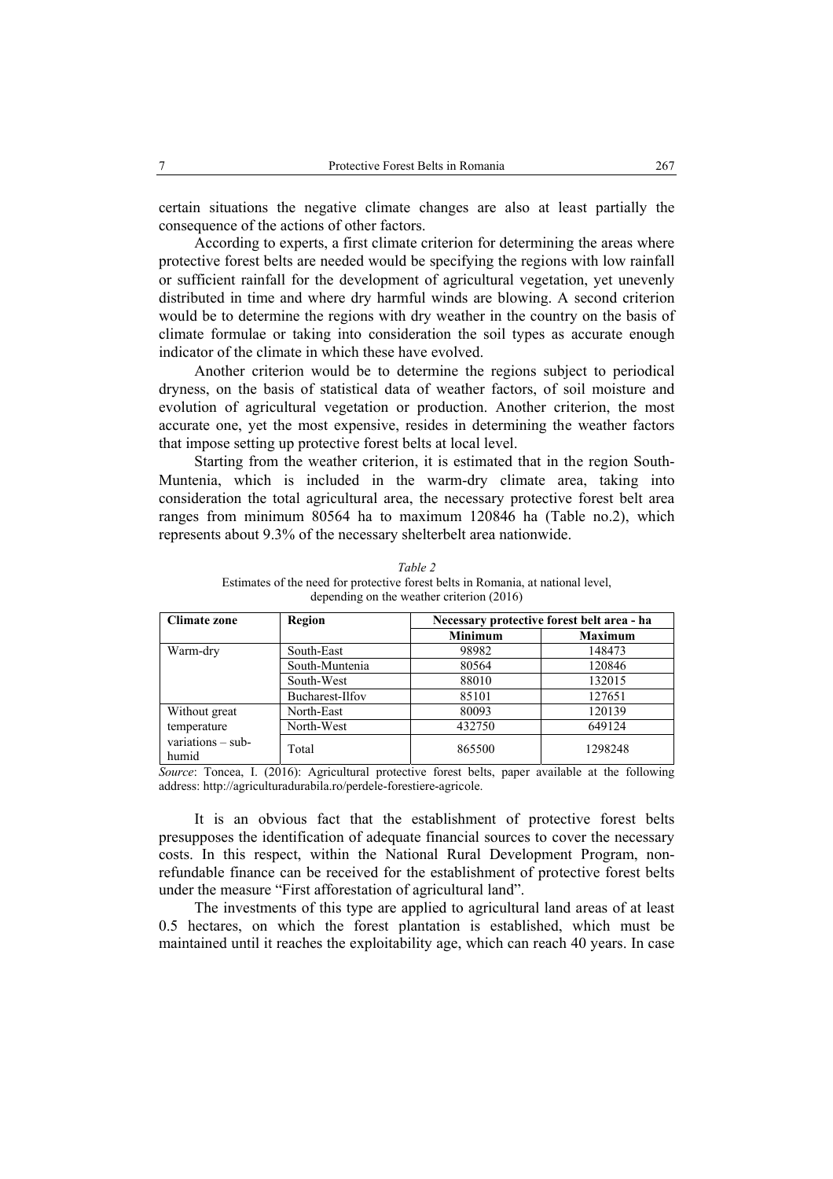certain situations the negative climate changes are also at least partially the consequence of the actions of other factors.

According to experts, a first climate criterion for determining the areas where protective forest belts are needed would be specifying the regions with low rainfall or sufficient rainfall for the development of agricultural vegetation, yet unevenly distributed in time and where dry harmful winds are blowing. A second criterion would be to determine the regions with dry weather in the country on the basis of climate formulae or taking into consideration the soil types as accurate enough indicator of the climate in which these have evolved.

Another criterion would be to determine the regions subject to periodical dryness, on the basis of statistical data of weather factors, of soil moisture and evolution of agricultural vegetation or production. Another criterion, the most accurate one, yet the most expensive, resides in determining the weather factors that impose setting up protective forest belts at local level.

Starting from the weather criterion, it is estimated that in the region South-Muntenia, which is included in the warm-dry climate area, taking into consideration the total agricultural area, the necessary protective forest belt area ranges from minimum 80564 ha to maximum 120846 ha (Table no.2), which represents about 9.3% of the necessary shelterbelt area nationwide.

*Table 2*
Estimates of the need for protective forest belts in Romania, at national level, depending on the weather criterion (2016)

| Climate zone | Region | Necessary protective forest belt area - ha | |
|---|---|---|---|
| | | Minimum | Maximum |
| Warm-dry | South-East | 98982 | 148473 |
| | South-Muntenia | 80564 | 120846 |
| | South-West | 88010 | 132015 |
| | Bucharest-Ilfov | 85101 | 127651 |
| Without great temperature variations – sub-humid | North-East | 80093 | 120139 |
| | North-West | 432750 | 649124 |
| | Total | 865500 | 1298248 |

*Source*: Toncea, I. (2016): Agricultural protective forest belts, paper available at the following address: http://agriculturadurabila.ro/perdele-forestiere-agricole.

It is an obvious fact that the establishment of protective forest belts presupposes the identification of adequate financial sources to cover the necessary costs. In this respect, within the National Rural Development Program, non-refundable finance can be received for the establishment of protective forest belts under the measure "First afforestation of agricultural land".

The investments of this type are applied to agricultural land areas of at least 0.5 hectares, on which the forest plantation is established, which must be maintained until it reaches the exploitability age, which can reach 40 years. In case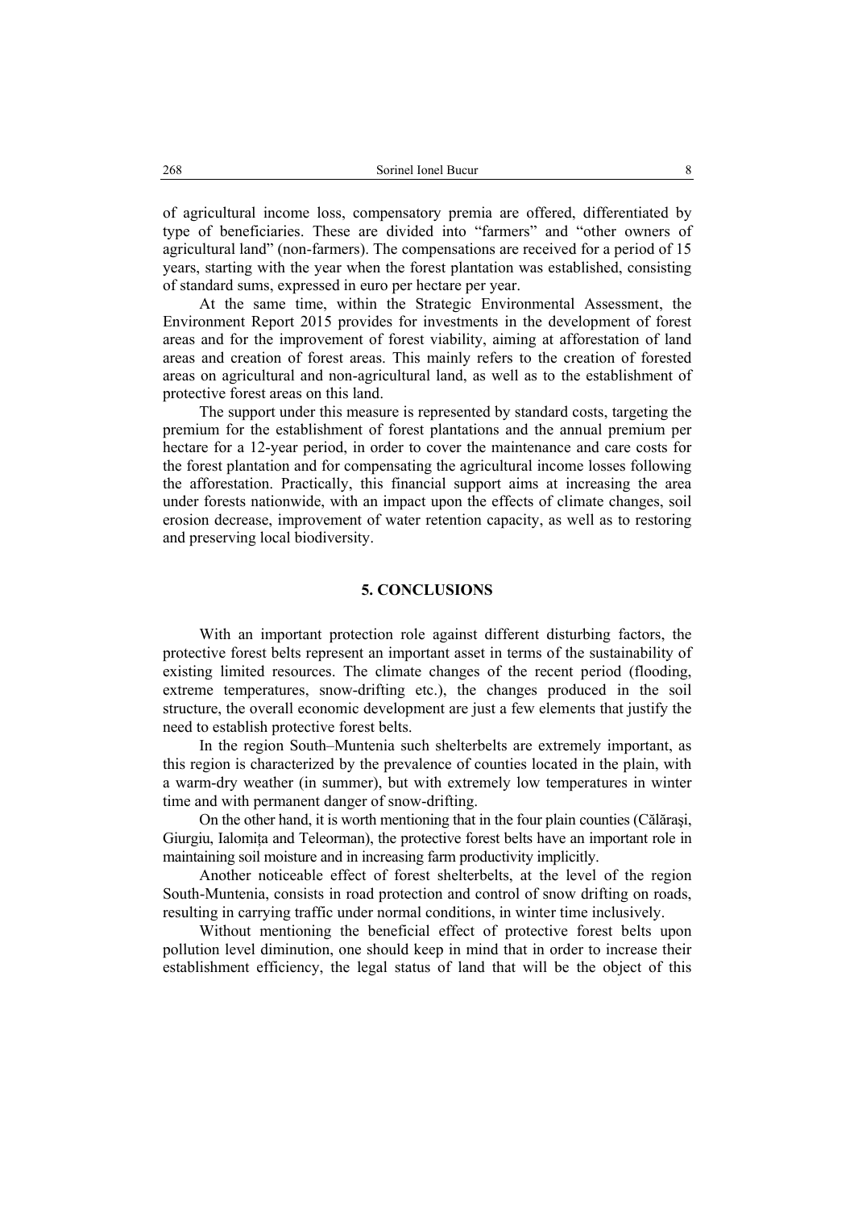of agricultural income loss, compensatory premia are offered, differentiated by type of beneficiaries. These are divided into "farmers" and "other owners of agricultural land" (non-farmers). The compensations are received for a period of 15 years, starting with the year when the forest plantation was established, consisting of standard sums, expressed in euro per hectare per year.

At the same time, within the Strategic Environmental Assessment, the Environment Report 2015 provides for investments in the development of forest areas and for the improvement of forest viability, aiming at afforestation of land areas and creation of forest areas. This mainly refers to the creation of forested areas on agricultural and non-agricultural land, as well as to the establishment of protective forest areas on this land.

The support under this measure is represented by standard costs, targeting the premium for the establishment of forest plantations and the annual premium per hectare for a 12-year period, in order to cover the maintenance and care costs for the forest plantation and for compensating the agricultural income losses following the afforestation. Practically, this financial support aims at increasing the area under forests nationwide, with an impact upon the effects of climate changes, soil erosion decrease, improvement of water retention capacity, as well as to restoring and preserving local biodiversity.

## 5. CONCLUSIONS

With an important protection role against different disturbing factors, the protective forest belts represent an important asset in terms of the sustainability of existing limited resources. The climate changes of the recent period (flooding, extreme temperatures, snow-drifting etc.), the changes produced in the soil structure, the overall economic development are just a few elements that justify the need to establish protective forest belts.

In the region South–Muntenia such shelterbelts are extremely important, as this region is characterized by the prevalence of counties located in the plain, with a warm-dry weather (in summer), but with extremely low temperatures in winter time and with permanent danger of snow-drifting.

On the other hand, it is worth mentioning that in the four plain counties (Călăraşi, Giurgiu, Ialomiţa and Teleorman), the protective forest belts have an important role in maintaining soil moisture and in increasing farm productivity implicitly.

Another noticeable effect of forest shelterbelts, at the level of the region South-Muntenia, consists in road protection and control of snow drifting on roads, resulting in carrying traffic under normal conditions, in winter time inclusively.

Without mentioning the beneficial effect of protective forest belts upon pollution level diminution, one should keep in mind that in order to increase their establishment efficiency, the legal status of land that will be the object of this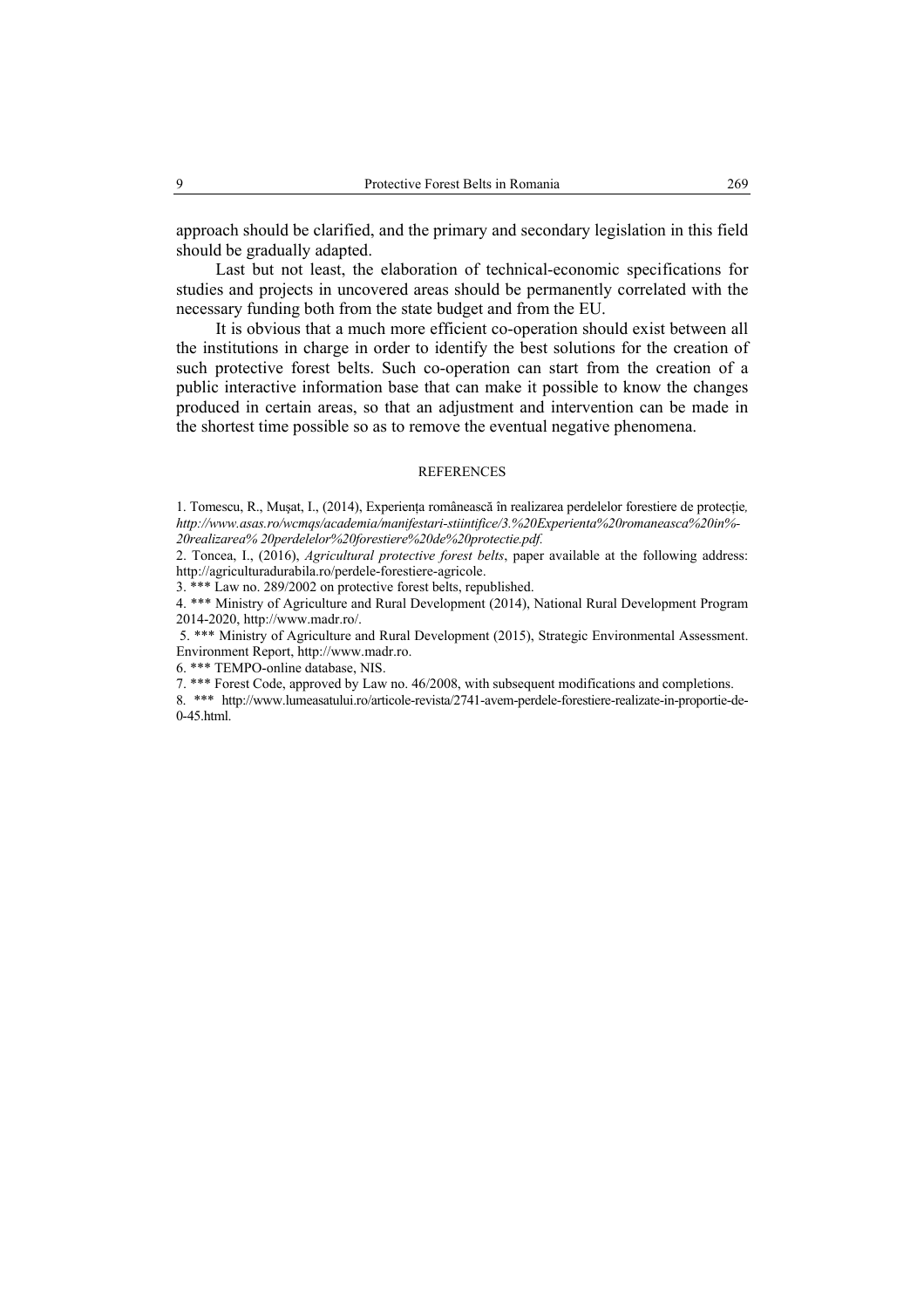approach should be clarified, and the primary and secondary legislation in this field should be gradually adapted.

Last but not least, the elaboration of technical-economic specifications for studies and projects in uncovered areas should be permanently correlated with the necessary funding both from the state budget and from the EU.

It is obvious that a much more efficient co-operation should exist between all the institutions in charge in order to identify the best solutions for the creation of such protective forest belts. Such co-operation can start from the creation of a public interactive information base that can make it possible to know the changes produced in certain areas, so that an adjustment and intervention can be made in the shortest time possible so as to remove the eventual negative phenomena.

## REFERENCES

1. Tomescu, R., Mușat, I., (2014), Experiența românească în realizarea perdelelor forestiere de protecție*, http://www.asas.ro/wcmqs/academia/manifestari-stiintifice/3.%20Experienta%20romaneasca%20in%-20realizarea% 20perdelelor%20forestiere%20de%20protectie.pdf.*
2. Toncea, I., (2016), *Agricultural protective forest belts*, paper available at the following address: http://agriculturadurabila.ro/perdele-forestiere-agricole.
3. *** Law no. 289/2002 on protective forest belts, republished.
4. *** Ministry of Agriculture and Rural Development (2014), National Rural Development Program 2014-2020, http://www.madr.ro/.
5. *** Ministry of Agriculture and Rural Development (2015), Strategic Environmental Assessment. Environment Report, http://www.madr.ro.
6. *** TEMPO-online database, NIS.
7. *** Forest Code, approved by Law no. 46/2008, with subsequent modifications and completions.
8. *** http://www.lumeasatului.ro/articole-revista/2741-avem-perdele-forestiere-realizate-in-proportie-de-0-45.html.